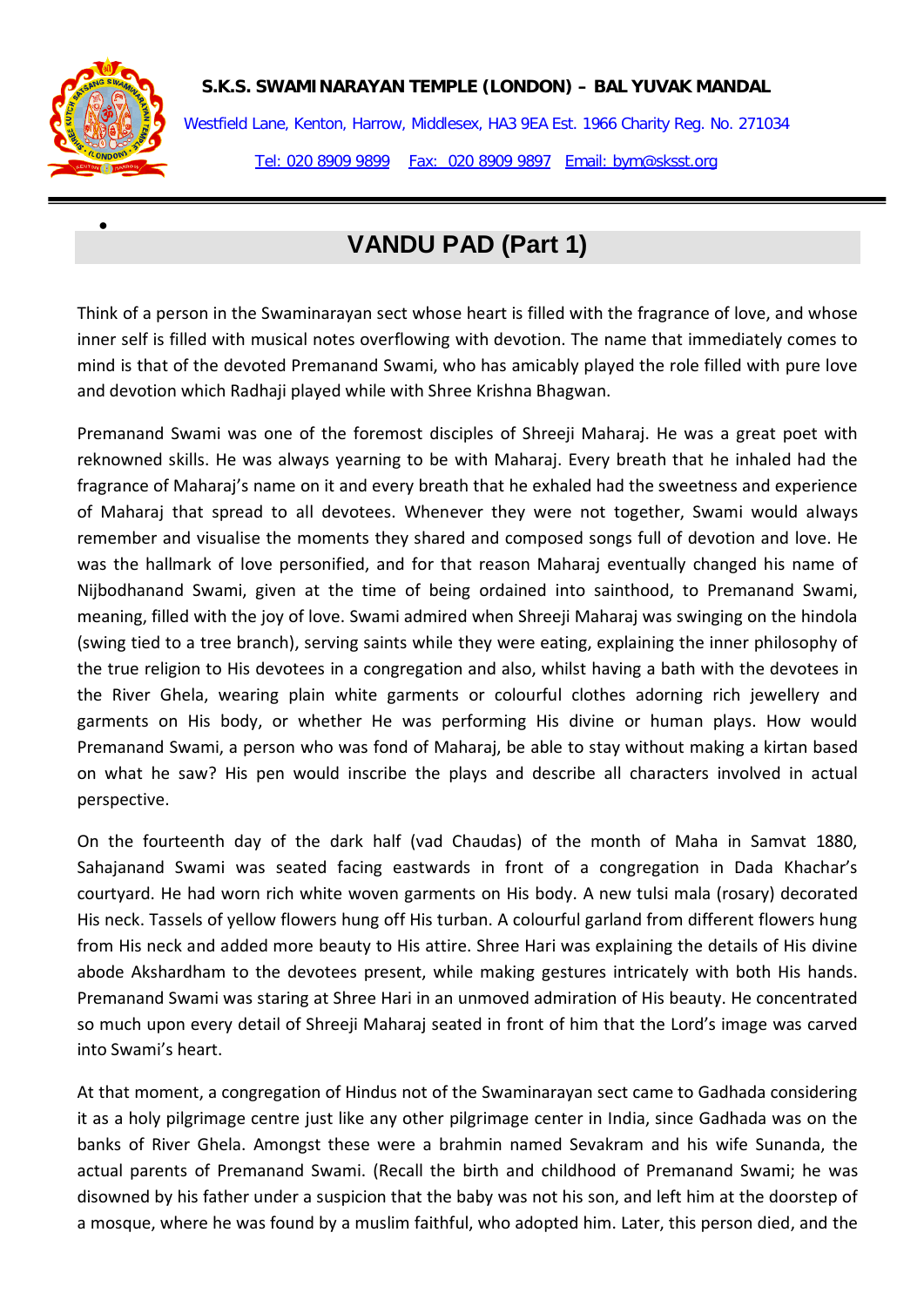**S.K.S. SWAMINARAYAN TEMPLE (LONDON) – BAL YUVAK MANDAL**

Westfield Lane, Kenton, Harrow, Middlesex, HA3 9EA Est. 1966 Charity Reg. No. 271034

Tel: 020 8909 9899 Fax: 020 8909 9897 Email: bym@sksst.org

# VANDU PAD (Part 1)

Think of a person in the Swaminarayan sect whose heart is filled with the fragrance of love, and whose inner self is filled with musical notes overflowing with devotion. The name that immediately comes to mind is that of the devoted Premanand Swami, who has amicably played the role filled with pure love and devotion which Radhaji played while with Shree Krishna Bhagwan.

Premanand Swami was one of the foremost disciples of Shreeji Maharaj. He was a great poet with reknowned skills. He was always yearning to be with Maharaj. Every breath that he inhaled had the fragrance of Maharaj's name on it and every breath that he exhaled had the sweetness and experience of Maharaj that spread to all devotees. Whenever they were not together, Swami would always remember and visualise the moments they shared and composed songs full of devotion and love. He was the hallmark of love personified, and for that reason Maharaj eventually changed his name of Nijbodhanand Swami, given at the time of being ordained into sainthood, to Premanand Swami, meaning, filled with the joy of love. Swami admired when Shreeji Maharaj was swinging on the hindola (swing tied to a tree branch), serving saints while they were eating, explaining the inner philosophy of the true religion to His devotees in a congregation and also, whilst having a bath with the devotees in the River Ghela, wearing plain white garments or colourful clothes adorning rich jewellery and garments on His body, or whether He was performing His divine or human plays. How would Premanand Swami, a person who was fond of Maharaj, be able to stay without making a kirtan based on what he saw? His pen would inscribe the plays and describe all characters involved in actual perspective.

On the fourteenth day of the dark half (vad Chaudas) of the month of Maha in Samvat 1880, Sahajanand Swami was seated facing eastwards in front of a congregation in Dada Khachar's courtyard. He had worn rich white woven garments on His body. A new tulsi mala (rosary) decorated His neck. Tassels of yellow flowers hung off His turban. A colourful garland from different flowers hung from His neck and added more beauty to His attire. Shree Hari was explaining the details of His divine abode Akshardham to the devotees present, while making gestures intricately with both His hands. Premanand Swami was staring at Shree Hari in an unmoved admiration of His beauty. He concentrated so much upon every detail of Shreeji Maharaj seated in front of him that the Lord's image was carved into Swami's heart.

At that moment, a congregation of Hindus not of the Swaminarayan sect came to Gadhada considering it as a holy pilgrimage centre just like any other pilgrimage center in India, since Gadhada was on the banks of River Ghela. Amongst these were a brahmin named Sevakram and his wife Sunanda, the actual parents of Premanand Swami. (Recall the birth and childhood of Premanand Swami; he was disowned by his father under a suspicion that the baby was not his son, and left him at the doorstep of a mosque, where he was found by a muslim faithful, who adopted him. Later, this person died, and the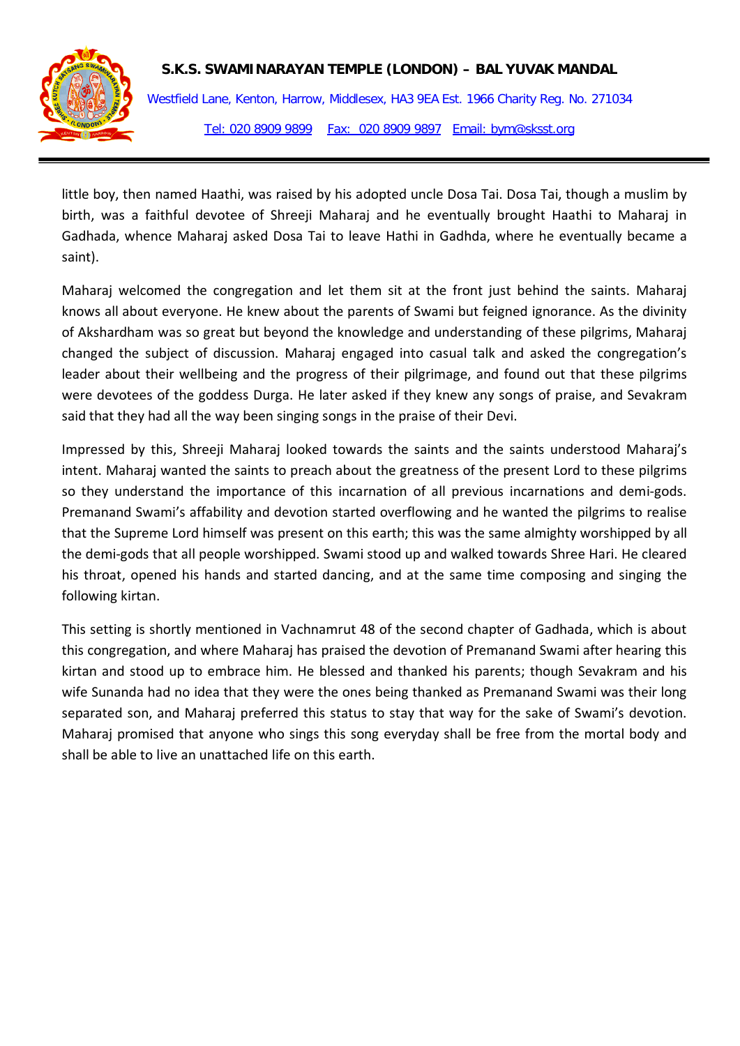little boy, then named Haathi, was raised by his adopted uncle Dosa Tai. Dosa Tai, though a muslim by birth, was a faithful devotee of Shreeji Maharaj and he eventually brought Haathi to Maharaj in Gadhada, whence Maharaj asked Dosa Tai to leave Hathi in Gadhda, where he eventually became a saint).

Maharaj welcomed the congregation and let them sit at the front just behind the saints. Maharaj knows all about everyone. He knew about the parents of Swami but feigned ignorance. As the divinity of Akshardham was so great but beyond the knowledge and understanding of these pilgrims, Maharaj changed the subject of discussion. Maharaj engaged into casual talk and asked the congregation's leader about their wellbeing and the progress of their pilgrimage, and found out that these pilgrims were devotees of the goddess Durga. He later asked if they knew any songs of praise, and Sevakram said that they had all the way been singing songs in the praise of their Devi.

Impressed by this, Shreeji Maharaj looked towards the saints and the saints understood Maharaj's intent. Maharaj wanted the saints to preach about the greatness of the present Lord to these pilgrims so they understand the importance of this incarnation of all previous incarnations and demi-gods. Premanand Swami's affability and devotion started overflowing and he wanted the pilgrims to realise that the Supreme Lord himself was present on this earth; this was the same almighty worshipped by all the demi-gods that all people worshipped. Swami stood up and walked towards Shree Hari. He cleared his throat, opened his hands and started dancing, and at the same time composing and singing the following kirtan.

This setting is shortly mentioned in Vachnamrut 48 of the second chapter of Gadhada, which is about this congregation, and where Maharaj has praised the devotion of Premanand Swami after hearing this kirtan and stood up to embrace him. He blessed and thanked his parents; though Sevakram and his wife Sunanda had no idea that they were the ones being thanked as Premanand Swami was their long separated son, and Maharaj preferred this status to stay that way for the sake of Swami's devotion. Maharaj promised that anyone who sings this song everyday shall be free from the mortal body and shall be able to live an unattached life on this earth.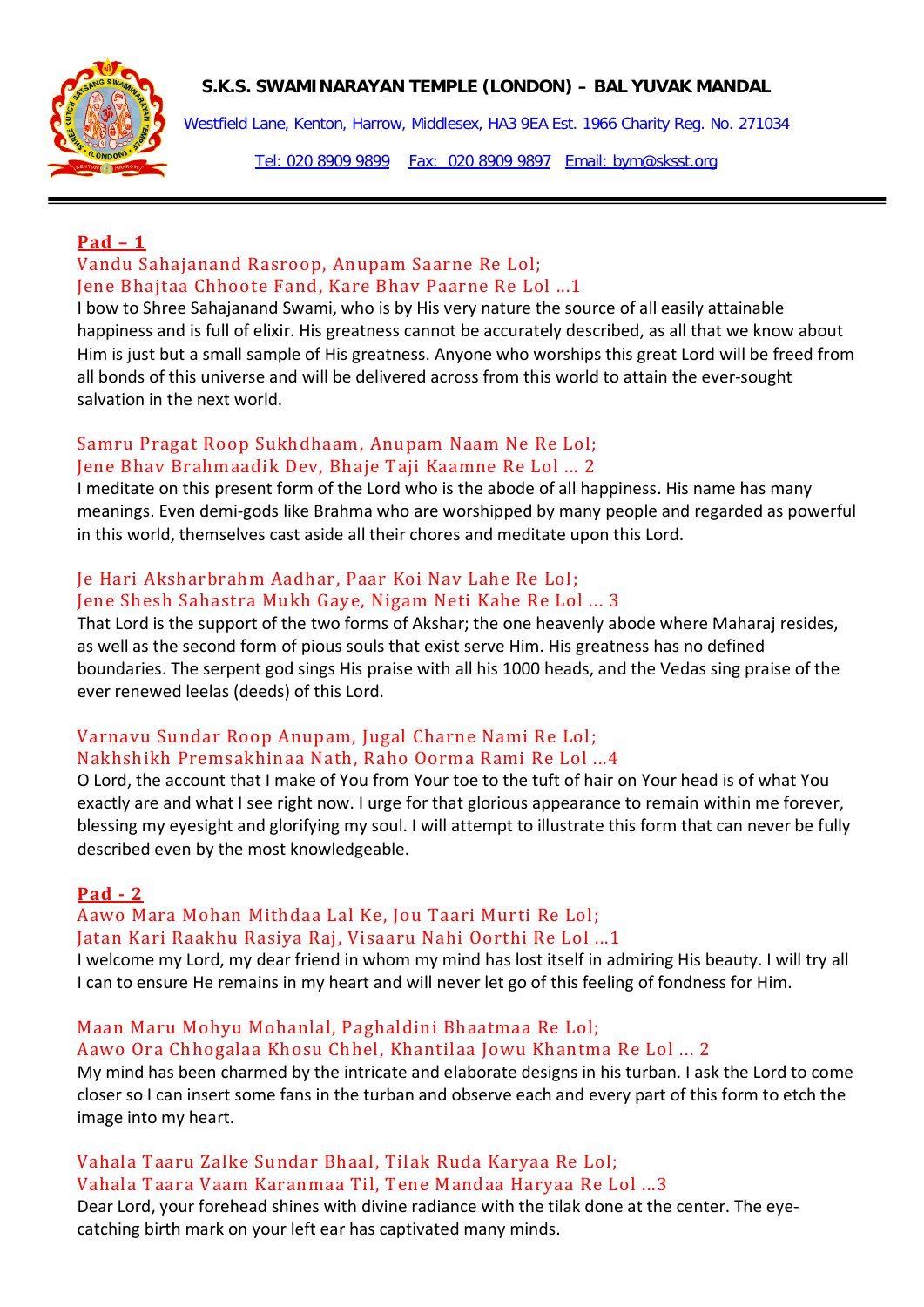**S.K.S. SWAMINARAYAN TEMPLE (LONDON) – BAL YUVAK MANDAL**

Westfield Lane, Kenton, Harrow, Middlesex, HA3 9EA Est. 1966 Charity Reg. No. 271034

Tel: 020 8909 9899 Fax: 020 8909 9897 Email: bym@sksst.org

---

## Pad – 1

Vandu Sahajanand Rasroop, Anupam Saarne Re Lol;
Jene Bhajtaa Chhoote Fand, Kare Bhav Paarne Re Lol ...1

I bow to Shree Sahajanand Swami, who is by His very nature the source of all easily attainable happiness and is full of elixir. His greatness cannot be accurately described, as all that we know about Him is just but a small sample of His greatness. Anyone who worships this great Lord will be freed from all bonds of this universe and will be delivered across from this world to attain the ever-sought salvation in the next world.

Samru Pragat Roop Sukhdhaam, Anupam Naam Ne Re Lol;
Jene Bhav Brahmaadik Dev, Bhaje Taji Kaamne Re Lol ... 2

I meditate on this present form of the Lord who is the abode of all happiness. His name has many meanings. Even demi-gods like Brahma who are worshipped by many people and regarded as powerful in this world, themselves cast aside all their chores and meditate upon this Lord.

Je Hari Aksharbrahm Aadhar, Paar Koi Nav Lahe Re Lol;
Jene Shesh Sahastra Mukh Gaye, Nigam Neti Kahe Re Lol ... 3

That Lord is the support of the two forms of Akshar; the one heavenly abode where Maharaj resides, as well as the second form of pious souls that exist serve Him. His greatness has no defined boundaries. The serpent god sings His praise with all his 1000 heads, and the Vedas sing praise of the ever renewed leelas (deeds) of this Lord.

Varnavu Sundar Roop Anupam, Jugal Charne Nami Re Lol;
Nakhshikh Premsakhinaa Nath, Raho Oorma Rami Re Lol ...4

O Lord, the account that I make of You from Your toe to the tuft of hair on Your head is of what You exactly are and what I see right now. I urge for that glorious appearance to remain within me forever, blessing my eyesight and glorifying my soul. I will attempt to illustrate this form that can never be fully described even by the most knowledgeable.

## Pad - 2

Aawo Mara Mohan Mithdaa Lal Ke, Jou Taari Murti Re Lol;
Jatan Kari Raakhu Rasiya Raj, Visaaru Nahi Oorthi Re Lol ...1

I welcome my Lord, my dear friend in whom my mind has lost itself in admiring His beauty. I will try all I can to ensure He remains in my heart and will never let go of this feeling of fondness for Him.

Maan Maru Mohyu Mohanlal, Paghaldini Bhaatmaa Re Lol;
Aawo Ora Chhogalaa Khosu Chhel, Khantilaa Jowu Khantma Re Lol ... 2

My mind has been charmed by the intricate and elaborate designs in his turban. I ask the Lord to come closer so I can insert some fans in the turban and observe each and every part of this form to etch the image into my heart.

Vahala Taaru Zalke Sundar Bhaal, Tilak Ruda Karyaa Re Lol;
Vahala Taara Vaam Karanmaa Til, Tene Mandaa Haryaa Re Lol ...3

Dear Lord, your forehead shines with divine radiance with the tilak done at the center. The eye-catching birth mark on your left ear has captivated many minds.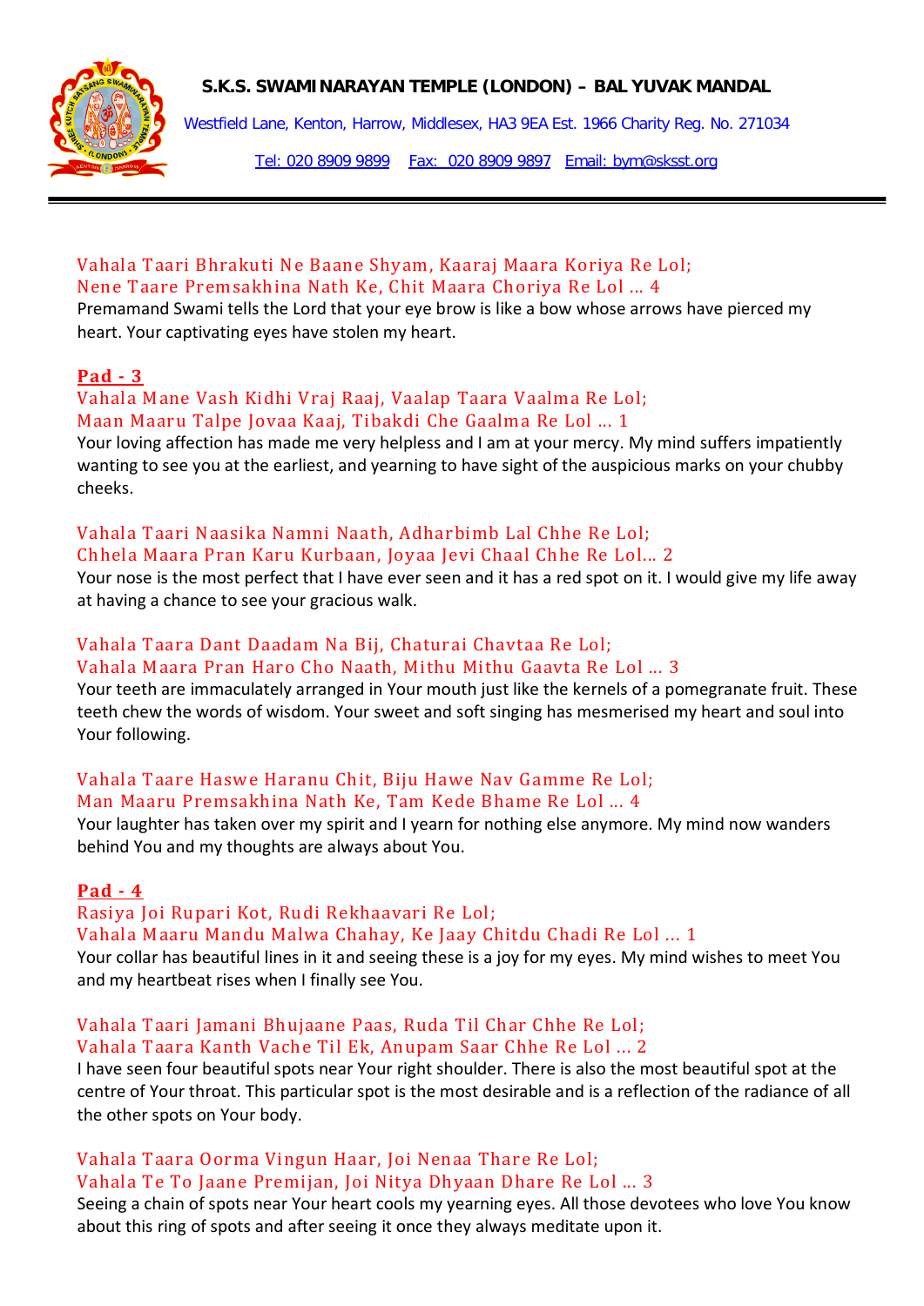Vahala Taari Bhrakuti Ne Baane Shyam, Kaaraj Maara Koriya Re Lol;
Nene Taare Premsakhina Nath Ke, Chit Maara Choriya Re Lol … 4

Premamand Swami tells the Lord that your eye brow is like a bow whose arrows have pierced my heart. Your captivating eyes have stolen my heart.

## Pad - 3

Vahala Mane Vash Kidhi Vraj Raaj, Vaalap Taara Vaalma Re Lol;
Maan Maaru Talpe Jovaa Kaaj, Tibakdi Che Gaalma Re Lol … 1

Your loving affection has made me very helpless and I am at your mercy. My mind suffers impatiently wanting to see you at the earliest, and yearning to have sight of the auspicious marks on your chubby cheeks.

Vahala Taari Naasika Namni Naath, Adharbimb Lal Chhe Re Lol;
Chhela Maara Pran Karu Kurbaan, Joyaa Jevi Chaal Chhe Re Lol… 2

Your nose is the most perfect that I have ever seen and it has a red spot on it. I would give my life away at having a chance to see your gracious walk.

Vahala Taara Dant Daadam Na Bij, Chaturai Chavtaa Re Lol;
Vahala Maara Pran Haro Cho Naath, Mithu Mithu Gaavta Re Lol … 3

Your teeth are immaculately arranged in Your mouth just like the kernels of a pomegranate fruit. These teeth chew the words of wisdom. Your sweet and soft singing has mesmerised my heart and soul into Your following.

Vahala Taare Haswe Haranu Chit, Biju Hawe Nav Gamme Re Lol;
Man Maaru Premsakhina Nath Ke, Tam Kede Bhame Re Lol … 4

Your laughter has taken over my spirit and I yearn for nothing else anymore. My mind now wanders behind You and my thoughts are always about You.

## Pad - 4

Rasiya Joi Rupari Kot, Rudi Rekhaavari Re Lol;
Vahala Maaru Mandu Malwa Chahay, Ke Jaay Chitdu Chadi Re Lol … 1

Your collar has beautiful lines in it and seeing these is a joy for my eyes. My mind wishes to meet You and my heartbeat rises when I finally see You.

Vahala Taari Jamani Bhujaane Paas, Ruda Til Char Chhe Re Lol;
Vahala Taara Kanth Vache Til Ek, Anupam Saar Chhe Re Lol … 2

I have seen four beautiful spots near Your right shoulder. There is also the most beautiful spot at the centre of Your throat. This particular spot is the most desirable and is a reflection of the radiance of all the other spots on Your body.

Vahala Taara Oorma Vingun Haar, Joi Nenaa Thare Re Lol;
Vahala Te To Jaane Premijan, Joi Nitya Dhyaan Dhare Re Lol … 3

Seeing a chain of spots near Your heart cools my yearning eyes. All those devotees who love You know about this ring of spots and after seeing it once they always meditate upon it.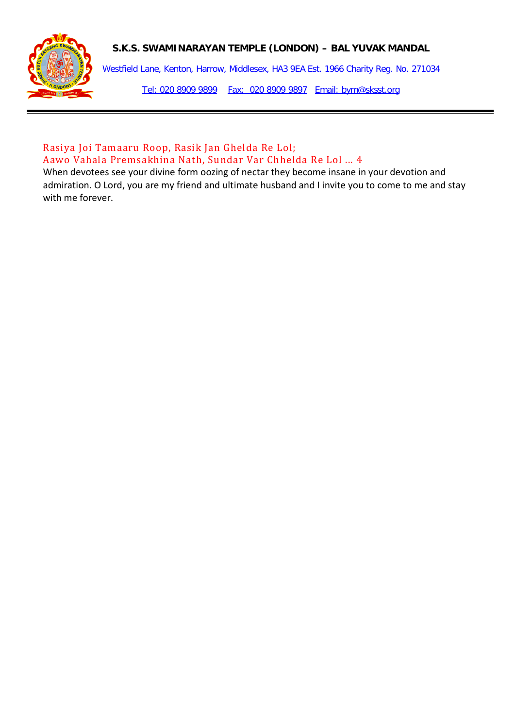Rasiya Joi Tamaaru Roop, Rasik Jan Ghelda Re Lol;
Aawo Vahala Premsakhina Nath, Sundar Var Chhelda Re Lol … 4

When devotees see your divine form oozing of nectar they become insane in your devotion and admiration. O Lord, you are my friend and ultimate husband and I invite you to come to me and stay with me forever.